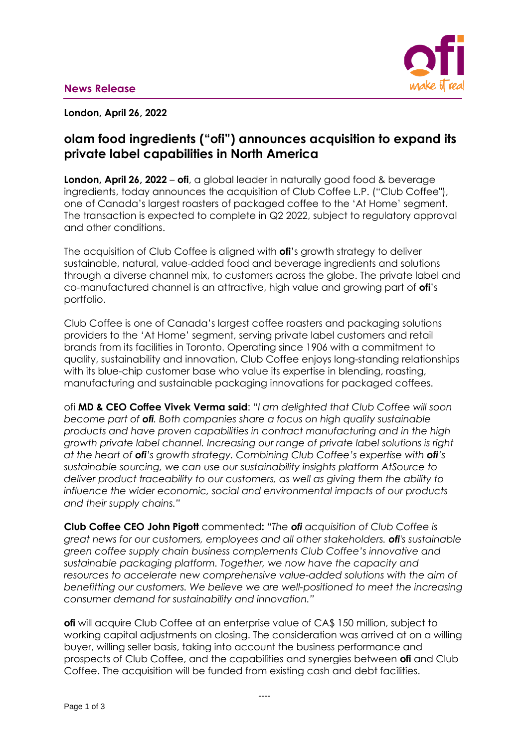**News Release**

**London, April 26, 2022**

# olam food ingredients ("ofi") announces acquisition to expand its private label capabilities in North America

**London, April 26, 2022** – **ofi**, a global leader in naturally good food & beverage ingredients, today announces the acquisition of Club Coffee L.P. ("Club Coffee"), one of Canada's largest roasters of packaged coffee to the 'At Home' segment. The transaction is expected to complete in Q2 2022, subject to regulatory approval and other conditions.

The acquisition of Club Coffee is aligned with **ofi**'s growth strategy to deliver sustainable, natural, value-added food and beverage ingredients and solutions through a diverse channel mix, to customers across the globe. The private label and co-manufactured channel is an attractive, high value and growing part of **ofi**'s portfolio.

Club Coffee is one of Canada's largest coffee roasters and packaging solutions providers to the 'At Home' segment, serving private label customers and retail brands from its facilities in Toronto. Operating since 1906 with a commitment to quality, sustainability and innovation, Club Coffee enjoys long-standing relationships with its blue-chip customer base who value its expertise in blending, roasting, manufacturing and sustainable packaging innovations for packaged coffees.

ofi **MD & CEO Coffee Vivek Verma said**: *"I am delighted that Club Coffee will soon become part of **ofi**. Both companies share a focus on high quality sustainable products and have proven capabilities in contract manufacturing and in the high growth private label channel. Increasing our range of private label solutions is right at the heart of **ofi**'s growth strategy. Combining Club Coffee's expertise with **ofi**'s sustainable sourcing, we can use our sustainability insights platform AtSource to deliver product traceability to our customers, as well as giving them the ability to influence the wider economic, social and environmental impacts of our products and their supply chains."*

**Club Coffee CEO John Pigott** commented**:** *"The **ofi** acquisition of Club Coffee is great news for our customers, employees and all other stakeholders. **ofi**'s sustainable green coffee supply chain business complements Club Coffee's innovative and sustainable packaging platform. Together, we now have the capacity and resources to accelerate new comprehensive value-added solutions with the aim of benefitting our customers. We believe we are well-positioned to meet the increasing consumer demand for sustainability and innovation."*

**ofi** will acquire Club Coffee at an enterprise value of CA$ 150 million, subject to working capital adjustments on closing. The consideration was arrived at on a willing buyer, willing seller basis, taking into account the business performance and prospects of Club Coffee, and the capabilities and synergies between **ofi** and Club Coffee. The acquisition will be funded from existing cash and debt facilities.

----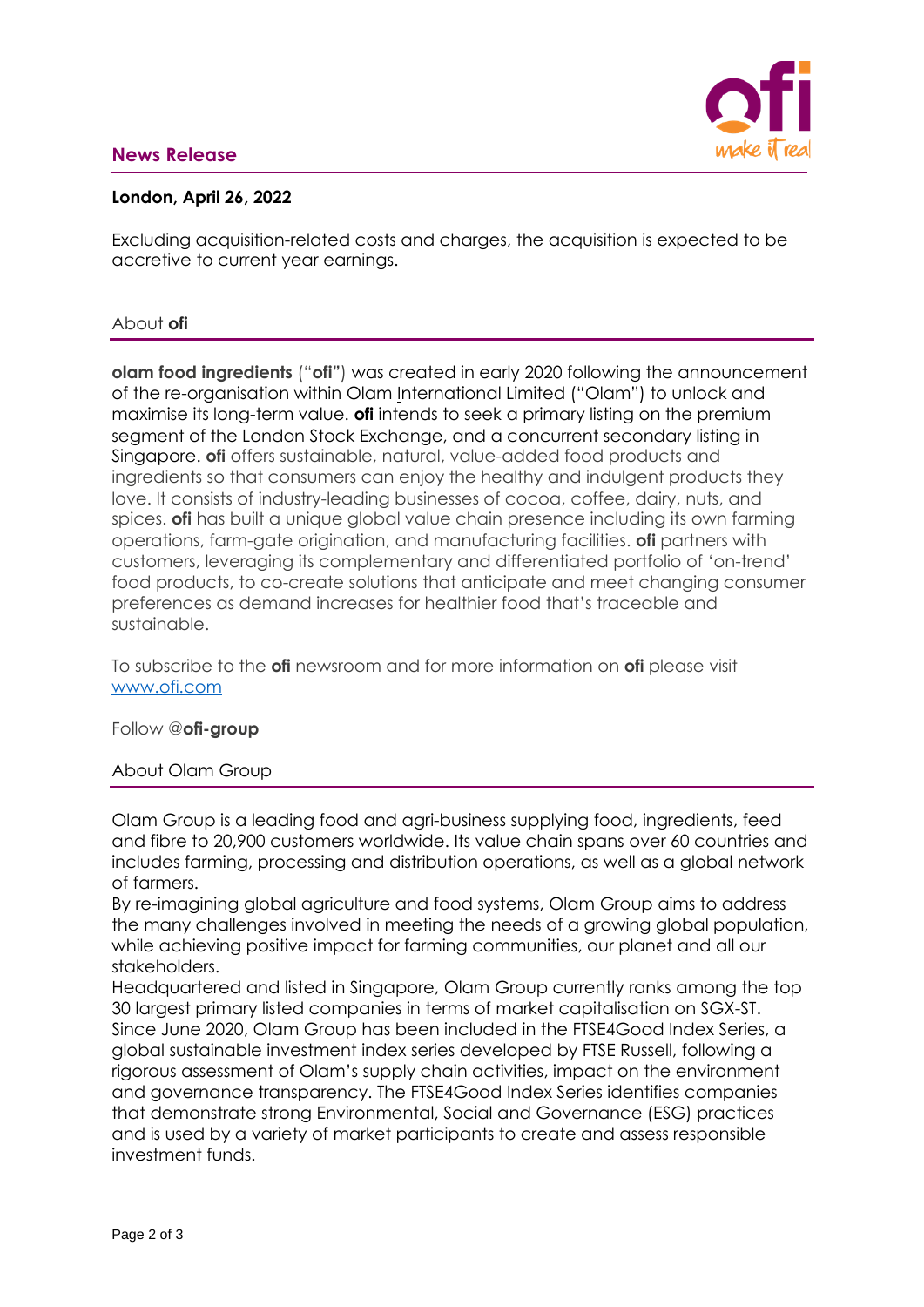**News Release**

**London, April 26, 2022**

Excluding acquisition-related costs and charges, the acquisition is expected to be accretive to current year earnings.

## About **ofi**

**olam food ingredients** ("**ofi**") was created in early 2020 following the announcement of the re-organisation within Olam International Limited ("Olam") to unlock and maximise its long-term value. **ofi** intends to seek a primary listing on the premium segment of the London Stock Exchange, and a concurrent secondary listing in Singapore. **ofi** offers sustainable, natural, value-added food products and ingredients so that consumers can enjoy the healthy and indulgent products they love. It consists of industry-leading businesses of cocoa, coffee, dairy, nuts, and spices. **ofi** has built a unique global value chain presence including its own farming operations, farm-gate origination, and manufacturing facilities. **ofi** partners with customers, leveraging its complementary and differentiated portfolio of 'on-trend' food products, to co-create solutions that anticipate and meet changing consumer preferences as demand increases for healthier food that's traceable and sustainable.

To subscribe to the **ofi** newsroom and for more information on **ofi** please visit www.ofi.com

Follow @**ofi-group**

## About Olam Group

Olam Group is a leading food and agri-business supplying food, ingredients, feed and fibre to 20,900 customers worldwide. Its value chain spans over 60 countries and includes farming, processing and distribution operations, as well as a global network of farmers.

By re-imagining global agriculture and food systems, Olam Group aims to address the many challenges involved in meeting the needs of a growing global population, while achieving positive impact for farming communities, our planet and all our stakeholders.

Headquartered and listed in Singapore, Olam Group currently ranks among the top 30 largest primary listed companies in terms of market capitalisation on SGX-ST.

Since June 2020, Olam Group has been included in the FTSE4Good Index Series, a global sustainable investment index series developed by FTSE Russell, following a rigorous assessment of Olam's supply chain activities, impact on the environment and governance transparency. The FTSE4Good Index Series identifies companies that demonstrate strong Environmental, Social and Governance (ESG) practices and is used by a variety of market participants to create and assess responsible investment funds.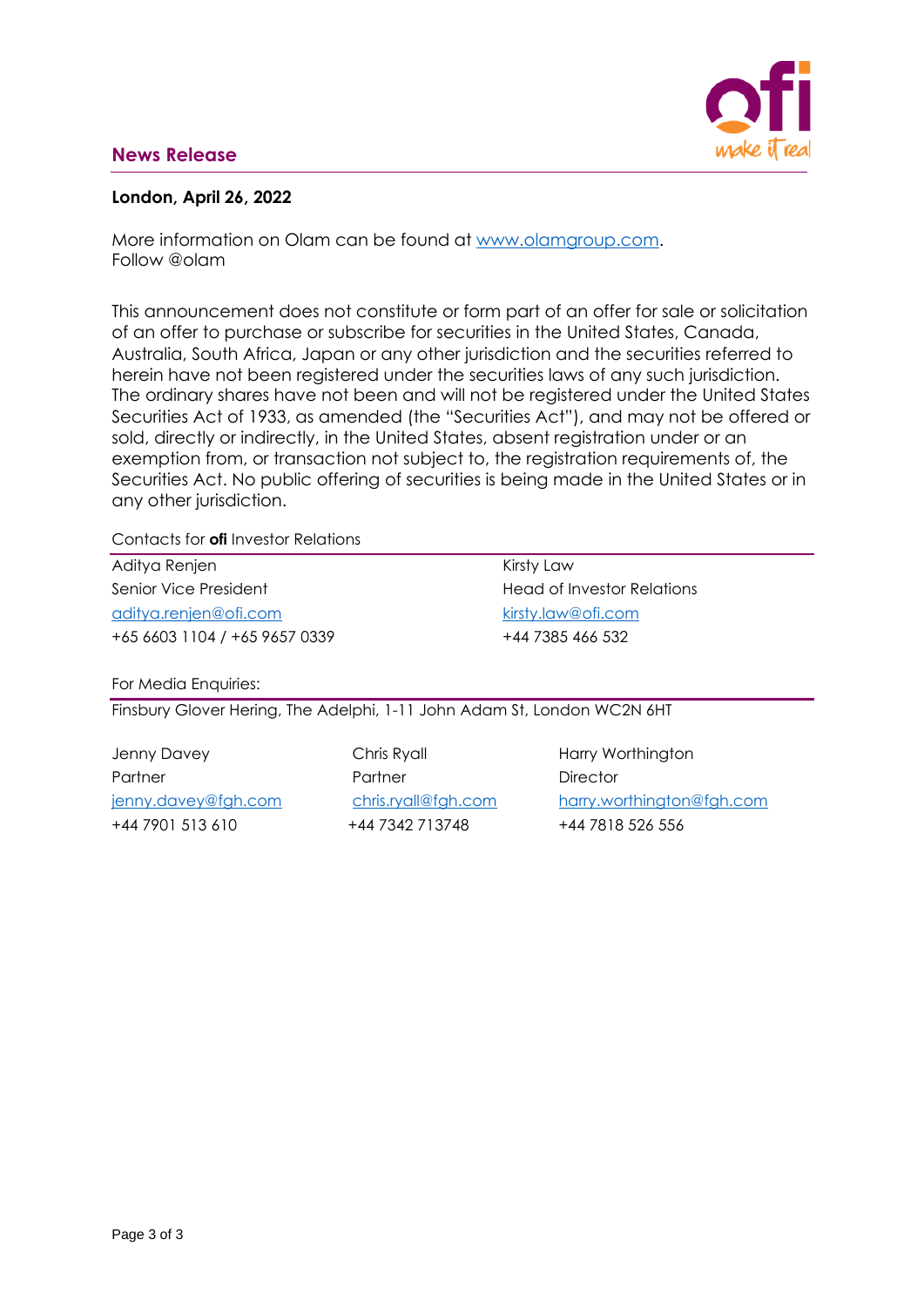**News Release**

**London, April 26, 2022**

More information on Olam can be found at [www.olamgroup.com](http://www.olamgroup.com).
Follow @olam

This announcement does not constitute or form part of an offer for sale or solicitation of an offer to purchase or subscribe for securities in the United States, Canada, Australia, South Africa, Japan or any other jurisdiction and the securities referred to herein have not been registered under the securities laws of any such jurisdiction. The ordinary shares have not been and will not be registered under the United States Securities Act of 1933, as amended (the "Securities Act"), and may not be offered or sold, directly or indirectly, in the United States, absent registration under or an exemption from, or transaction not subject to, the registration requirements of, the Securities Act. No public offering of securities is being made in the United States or in any other jurisdiction.

Contacts for **ofi** Investor Relations

| | |
|---|---|
| Aditya Renjen | Kirsty Law |
| Senior Vice President | Head of Investor Relations |
| aditya.renjen@ofi.com | kirsty.law@ofi.com |
| +65 6603 1104 / +65 9657 0339 | +44 7385 466 532 |

For Media Enquiries:

Finsbury Glover Hering, The Adelphi, 1-11 John Adam St, London WC2N 6HT

| | | |
|---|---|---|
| Jenny Davey | Chris Ryall | Harry Worthington |
| Partner | Partner | Director |
| jenny.davey@fgh.com | chris.ryall@fgh.com | harry.worthington@fgh.com |
| +44 7901 513 610 | +44 7342 713748 | +44 7818 526 556 |